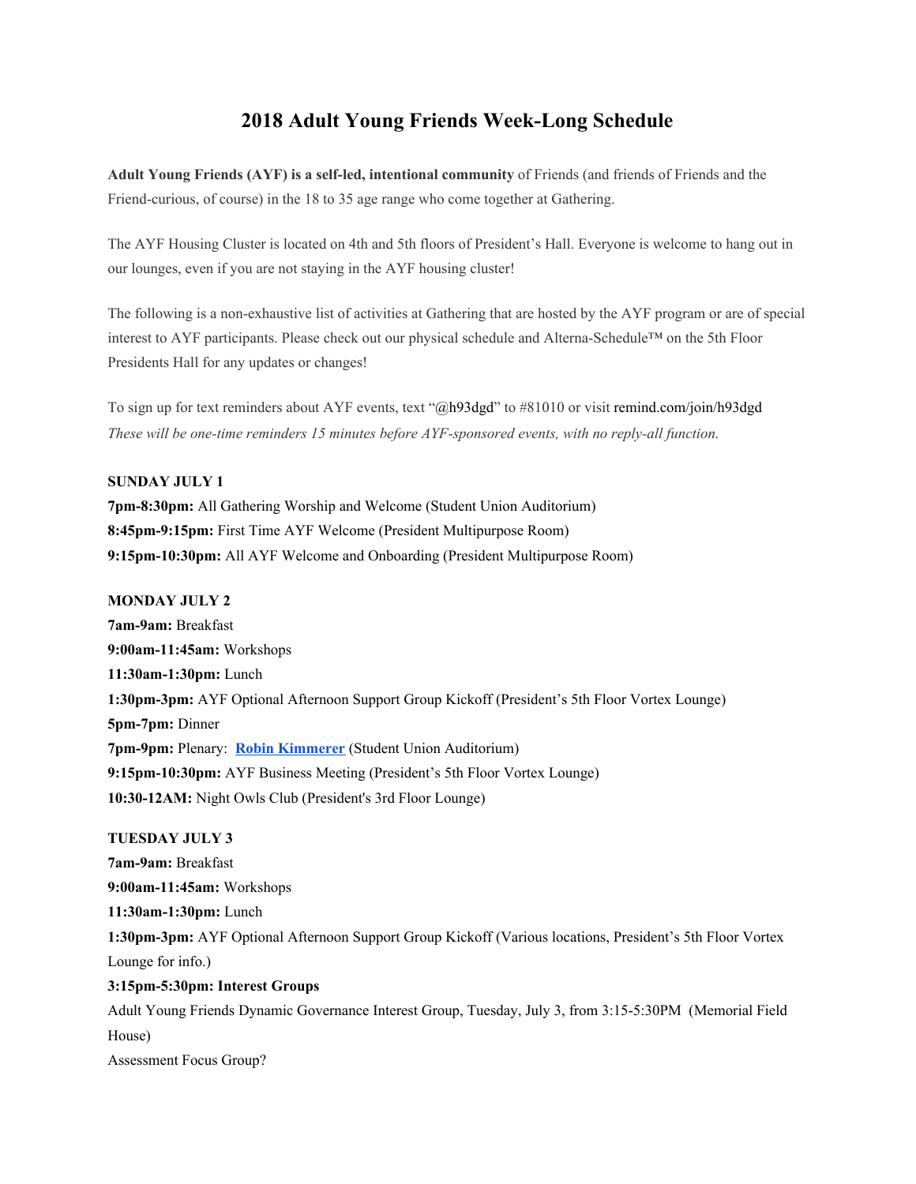# 2018 Adult Young Friends Week-Long Schedule

**Adult Young Friends (AYF) is a self-led, intentional community** of Friends (and friends of Friends and the Friend-curious, of course) in the 18 to 35 age range who come together at Gathering.

The AYF Housing Cluster is located on 4th and 5th floors of President's Hall. Everyone is welcome to hang out in our lounges, even if you are not staying in the AYF housing cluster!

The following is a non-exhaustive list of activities at Gathering that are hosted by the AYF program or are of special interest to AYF participants. Please check out our physical schedule and Alterna-Schedule™ on the 5th Floor Presidents Hall for any updates or changes!

To sign up for text reminders about AYF events, text "@h93dgd" to #81010 or visit remind.com/join/h93dgd
*These will be one-time reminders 15 minutes before AYF-sponsored events, with no reply-all function.*

**SUNDAY JULY 1**
**7pm-8:30pm:** All Gathering Worship and Welcome (Student Union Auditorium)
**8:45pm-9:15pm:** First Time AYF Welcome (President Multipurpose Room)
**9:15pm-10:30pm:** All AYF Welcome and Onboarding (President Multipurpose Room)

**MONDAY JULY 2**
**7am-9am:** Breakfast
**9:00am-11:45am:** Workshops
**11:30am-1:30pm:** Lunch
**1:30pm-3pm:** AYF Optional Afternoon Support Group Kickoff (President's 5th Floor Vortex Lounge)
**5pm-7pm:** Dinner
**7pm-9pm:** Plenary: **Robin Kimmerer** (Student Union Auditorium)
**9:15pm-10:30pm:** AYF Business Meeting (President's 5th Floor Vortex Lounge)
**10:30-12AM:** Night Owls Club (President's 3rd Floor Lounge)

**TUESDAY JULY 3**
**7am-9am:** Breakfast
**9:00am-11:45am:** Workshops
**11:30am-1:30pm:** Lunch
**1:30pm-3pm:** AYF Optional Afternoon Support Group Kickoff (Various locations, President's 5th Floor Vortex Lounge for info.)
**3:15pm-5:30pm: Interest Groups**
Adult Young Friends Dynamic Governance Interest Group, Tuesday, July 3, from 3:15-5:30PM (Memorial Field House)
Assessment Focus Group?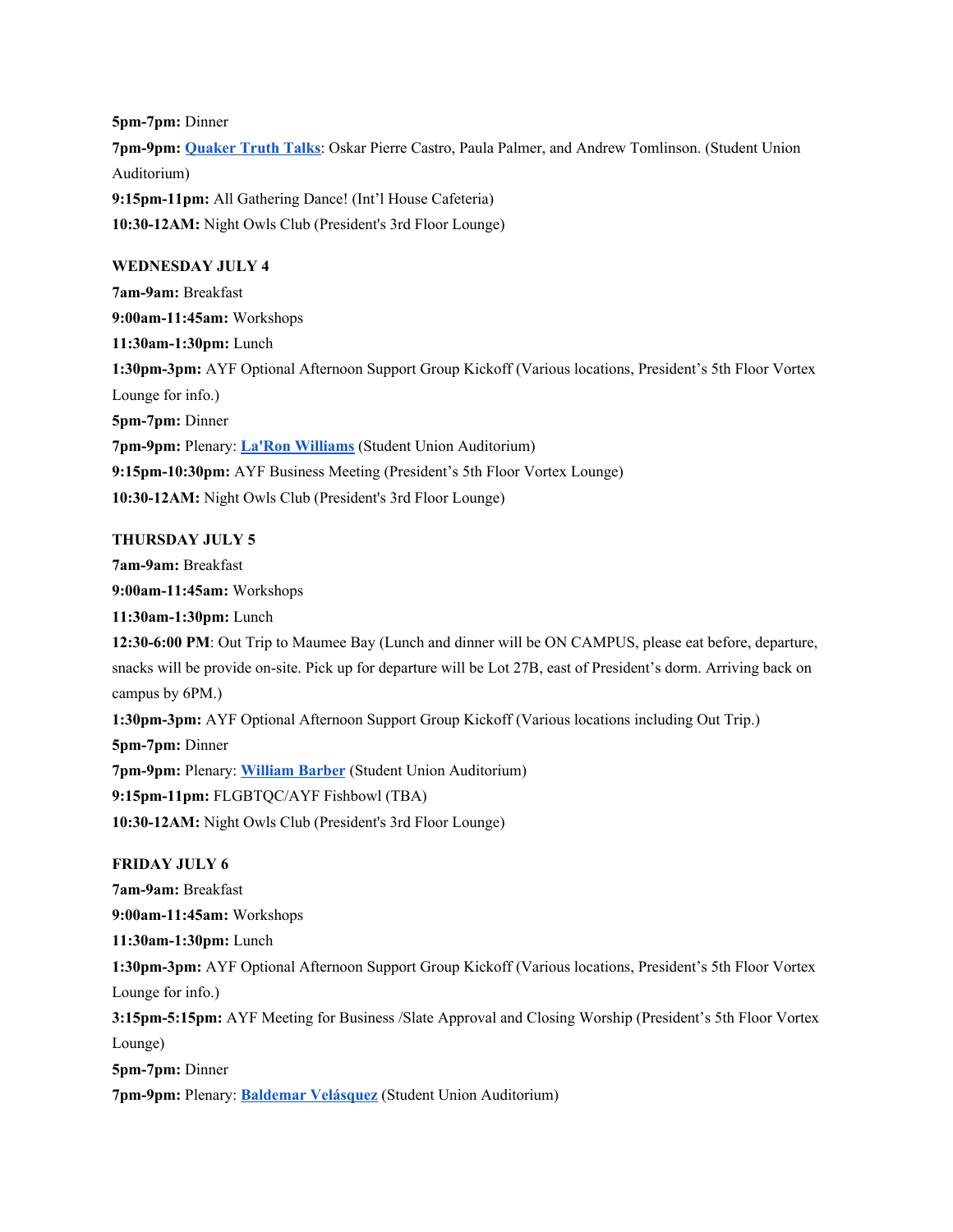**5pm-7pm:** Dinner

**7pm-9pm:** **[Quaker Truth Talks](#)**: Oskar Pierre Castro, Paula Palmer, and Andrew Tomlinson. (Student Union Auditorium)

**9:15pm-11pm:** All Gathering Dance! (Int'l House Cafeteria)

**10:30-12AM:** Night Owls Club (President's 3rd Floor Lounge)

**WEDNESDAY JULY 4**

**7am-9am:** Breakfast

**9:00am-11:45am:** Workshops

**11:30am-1:30pm:** Lunch

**1:30pm-3pm:** AYF Optional Afternoon Support Group Kickoff (Various locations, President's 5th Floor Vortex Lounge for info.)

**5pm-7pm:** Dinner

**7pm-9pm:** Plenary: **[La'Ron Williams](#)** (Student Union Auditorium)

**9:15pm-10:30pm:** AYF Business Meeting (President's 5th Floor Vortex Lounge)

**10:30-12AM:** Night Owls Club (President's 3rd Floor Lounge)

**THURSDAY JULY 5**

**7am-9am:** Breakfast

**9:00am-11:45am:** Workshops

**11:30am-1:30pm:** Lunch

**12:30-6:00 PM**: Out Trip to Maumee Bay (Lunch and dinner will be ON CAMPUS, please eat before, departure, snacks will be provide on-site. Pick up for departure will be Lot 27B, east of President's dorm. Arriving back on campus by 6PM.)

**1:30pm-3pm:** AYF Optional Afternoon Support Group Kickoff (Various locations including Out Trip.)

**5pm-7pm:** Dinner

**7pm-9pm:** Plenary: **[William Barber](#)** (Student Union Auditorium)

**9:15pm-11pm:** FLGBTQC/AYF Fishbowl (TBA)

**10:30-12AM:** Night Owls Club (President's 3rd Floor Lounge)

**FRIDAY JULY 6**

**7am-9am:** Breakfast

**9:00am-11:45am:** Workshops

**11:30am-1:30pm:** Lunch

**1:30pm-3pm:** AYF Optional Afternoon Support Group Kickoff (Various locations, President's 5th Floor Vortex Lounge for info.)

**3:15pm-5:15pm:** AYF Meeting for Business /Slate Approval and Closing Worship (President's 5th Floor Vortex Lounge)

**5pm-7pm:** Dinner

**7pm-9pm:** Plenary: **[Baldemar Velásquez](#)** (Student Union Auditorium)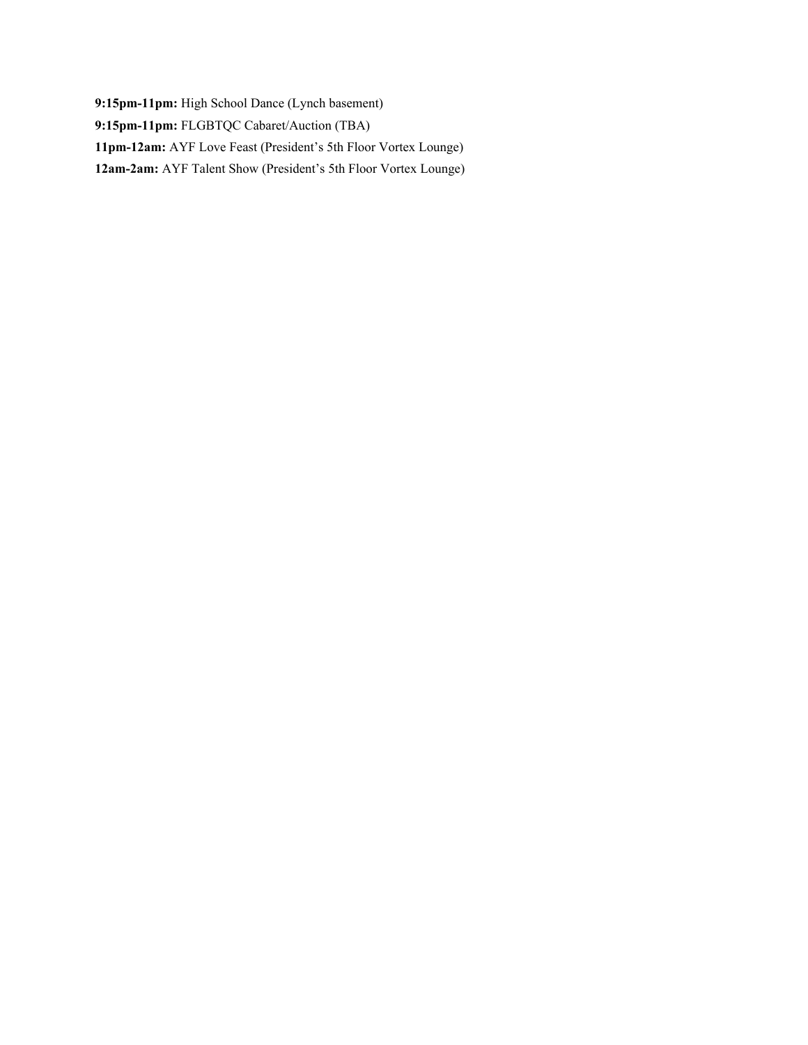**9:15pm-11pm:** High School Dance (Lynch basement)

**9:15pm-11pm:** FLGBTQC Cabaret/Auction (TBA)

**11pm-12am:** AYF Love Feast (President's 5th Floor Vortex Lounge)

**12am-2am:** AYF Talent Show (President's 5th Floor Vortex Lounge)